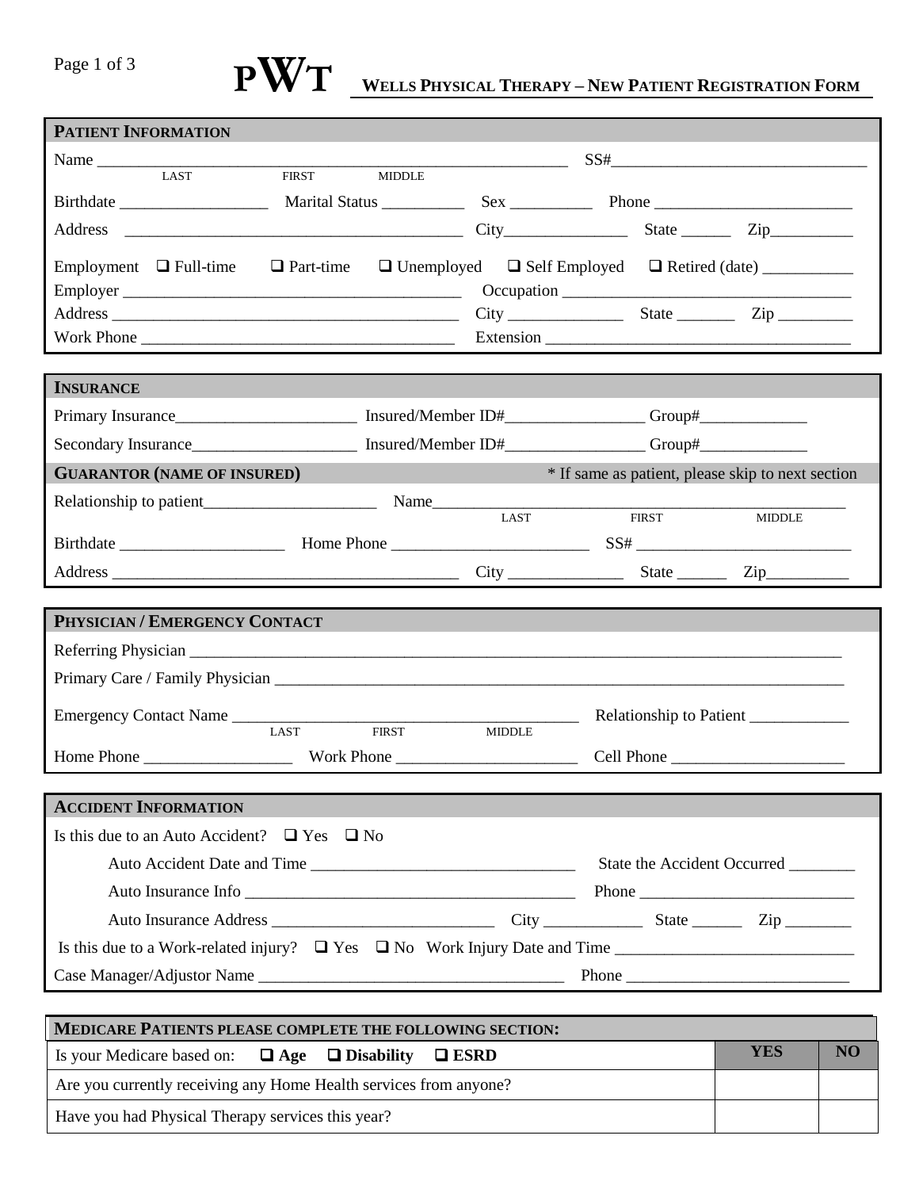# PWT WELLS PHYSICAL THERAPY – NEW PATIENT REGISTRATION FORM

## PATIENT INFORMATION

Name ______________________________________________ SS#______________________________
LAST FIRST MIDDLE

Birthdate ________________ Marital Status _________ Sex _________ Phone ______________________

Address ______________________________________ City______________ State ______ Zip__________

Employment ❑ Full-time ❑ Part-time ❑ Unemployed ❑ Self Employed ❑ Retired (date) ___________

Employer ______________________________________ Occupation __________________________________

Address _______________________________________ City _____________ State _______ Zip _________

Work Phone ___________________________________ Extension ___________________________________

## INSURANCE

Primary Insurance_____________________ Insured/Member ID#________________ Group#_____________

Secondary Insurance___________________ Insured/Member ID#________________ Group#_____________

## GUARANTOR (NAME OF INSURED)

* If same as patient, please skip to next section

Relationship to patient____________________ Name______________________________________________
LAST FIRST MIDDLE

Birthdate ___________________ Home Phone _______________________ SS# _________________________

Address _______________________________________ City ______________ State ______ Zip__________

## PHYSICIAN / EMERGENCY CONTACT

Referring Physician ______________________________________________________________________________

Primary Care / Family Physician ____________________________________________________________________

Emergency Contact Name ________________________________________ Relationship to Patient ____________
LAST FIRST MIDDLE

Home Phone _________________ Work Phone _____________________ Cell Phone ____________________

## ACCIDENT INFORMATION

Is this due to an Auto Accident? ❑ Yes ❑ No

Auto Accident Date and Time _______________________________ State the Accident Occurred ________

Auto Insurance Info ________________________________________ Phone _________________________

Auto Insurance Address __________________________ City ____________ State ______ Zip ________

Is this due to a Work-related injury? ❑ Yes ❑ No Work Injury Date and Time ____________________________

Case Manager/Adjustor Name ___________________________________ Phone __________________________

## MEDICARE PATIENTS PLEASE COMPLETE THE FOLLOWING SECTION:

| Is your Medicare based on: ❑ **Age** ❑ **Disability** ❑ **ESRD** | YES | NO |
|---|---|---|
| Are you currently receiving any Home Health services from anyone? | | |
| Have you had Physical Therapy services this year? | | |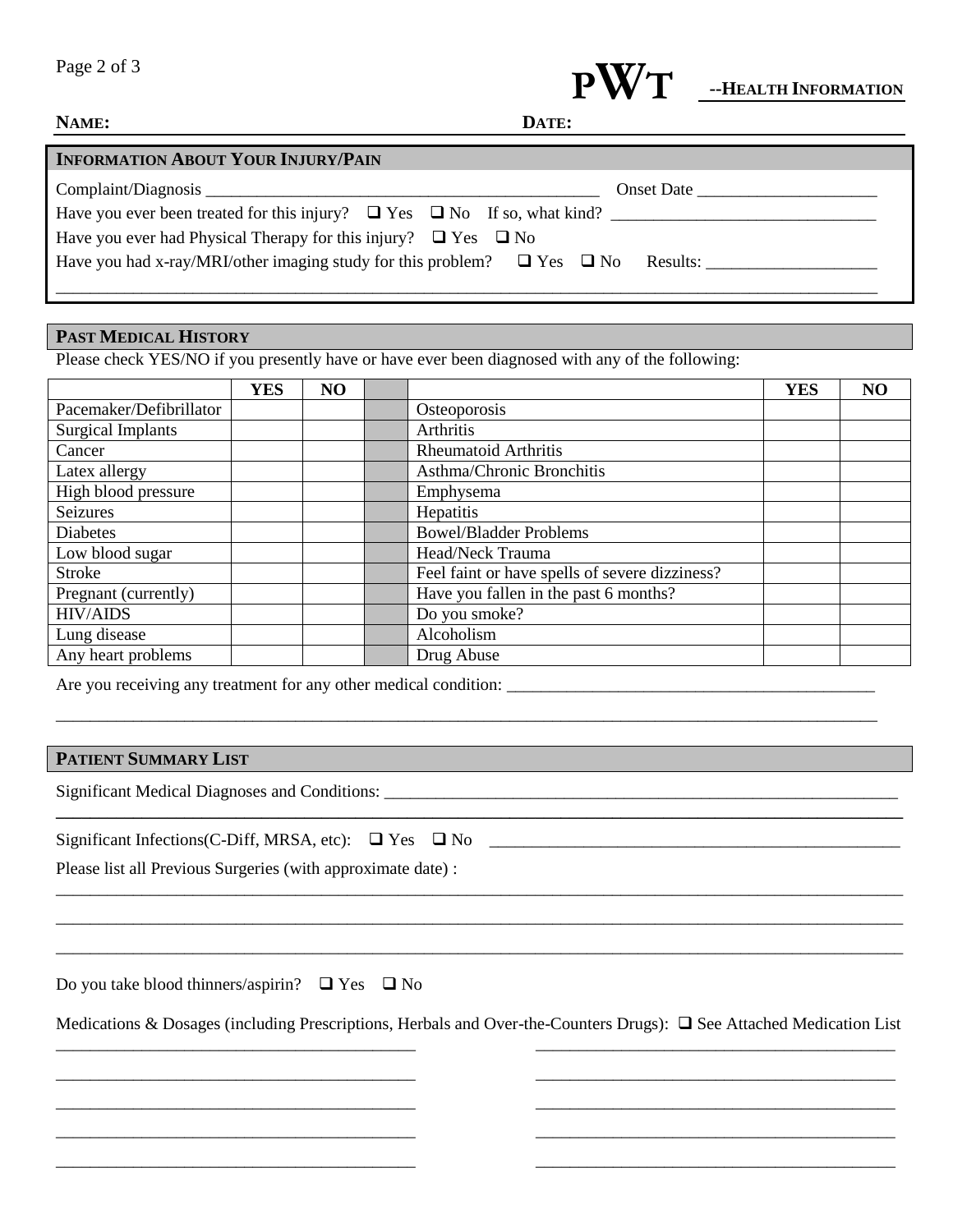**PWT** --**HEALTH INFORMATION**

**NAME:** **DATE:**

## INFORMATION ABOUT YOUR INJURY/PAIN

Complaint/Diagnosis ____________________________________________ Onset Date ____________________

Have you ever been treated for this injury? ❑ Yes ❑ No If so, what kind? ______________________________

Have you ever had Physical Therapy for this injury? ❑ Yes ❑ No

Have you had x-ray/MRI/other imaging study for this problem? ❑ Yes ❑ No Results: ___________________

_____________________________________________________________________________________________

## PAST MEDICAL HISTORY

Please check YES/NO if you presently have or have ever been diagnosed with any of the following:

| | YES | NO | | | YES | NO |
|---|---|---|---|---|---|---|
| Pacemaker/Defibrillator | | | | Osteoporosis | | |
| Surgical Implants | | | | Arthritis | | |
| Cancer | | | | Rheumatoid Arthritis | | |
| Latex allergy | | | | Asthma/Chronic Bronchitis | | |
| High blood pressure | | | | Emphysema | | |
| Seizures | | | | Hepatitis | | |
| Diabetes | | | | Bowel/Bladder Problems | | |
| Low blood sugar | | | | Head/Neck Trauma | | |
| Stroke | | | | Feel faint or have spells of severe dizziness? | | |
| Pregnant (currently) | | | | Have you fallen in the past 6 months? | | |
| HIV/AIDS | | | | Do you smoke? | | |
| Lung disease | | | | Alcoholism | | |
| Any heart problems | | | | Drug Abuse | | |

Are you receiving any treatment for any other medical condition: __________________________________________

_____________________________________________________________________________________________

## PATIENT SUMMARY LIST

Significant Medical Diagnoses and Conditions: ___________________________________________________________

_____________________________________________________________________________________________

Significant Infections(C-Diff, MRSA, etc): ❑ Yes ❑ No ______________________________________________

Please list all Previous Surgeries (with approximate date) :

_____________________________________________________________________________________________

_____________________________________________________________________________________________

_____________________________________________________________________________________________

Do you take blood thinners/aspirin? ❑ Yes ❑ No

Medications & Dosages (including Prescriptions, Herbals and Over-the-Counters Drugs): ❑ See Attached Medication List

________________________________________ ________________________________________

________________________________________ ________________________________________

________________________________________ ________________________________________

________________________________________ ________________________________________

________________________________________ ________________________________________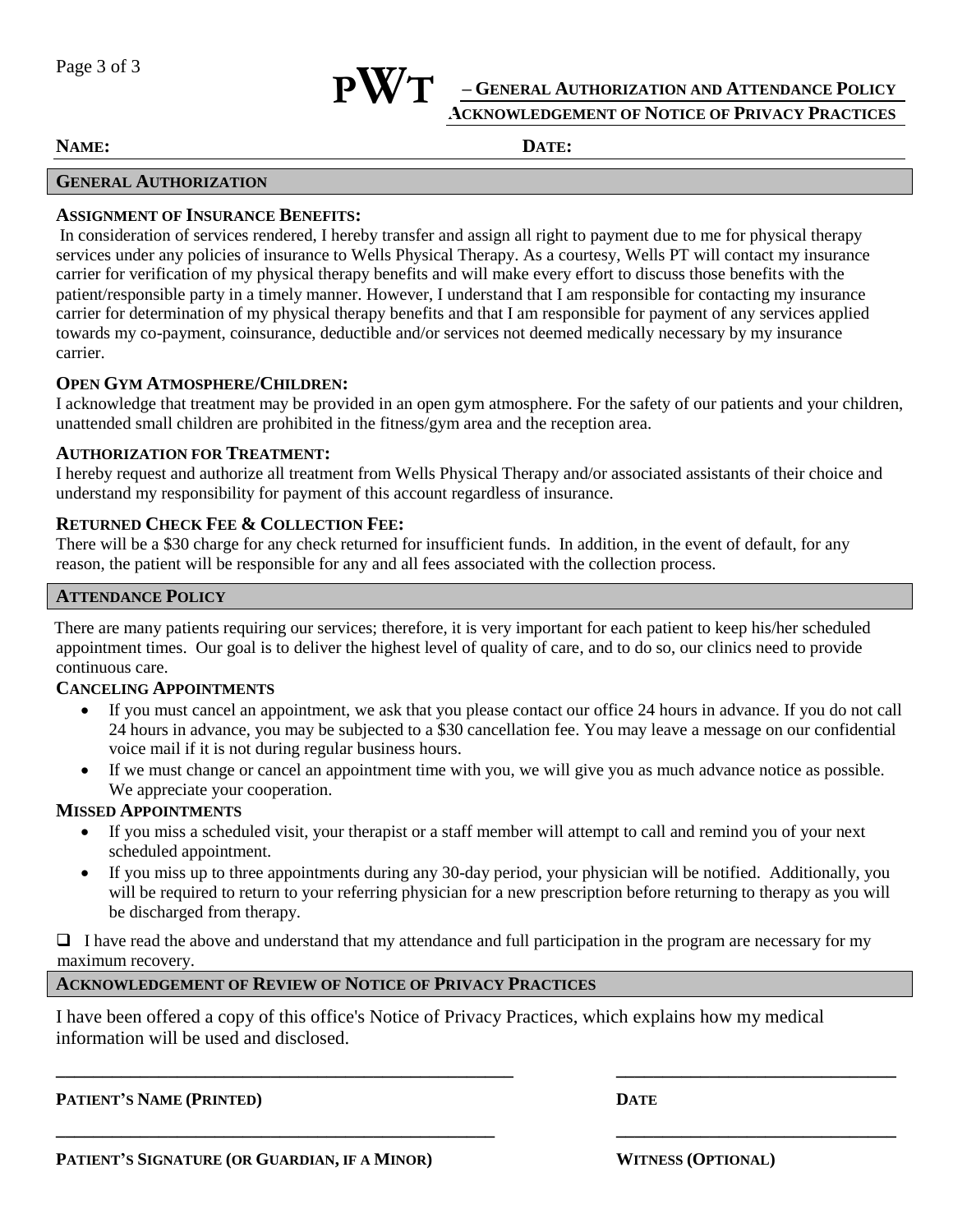# PWT – General Authorization and Attendance Policy

## Acknowledgement of Notice of Privacy Practices

**NAME:** **DATE:**

## GENERAL AUTHORIZATION

### ASSIGNMENT OF INSURANCE BENEFITS:

In consideration of services rendered, I hereby transfer and assign all right to payment due to me for physical therapy services under any policies of insurance to Wells Physical Therapy. As a courtesy, Wells PT will contact my insurance carrier for verification of my physical therapy benefits and will make every effort to discuss those benefits with the patient/responsible party in a timely manner. However, I understand that I am responsible for contacting my insurance carrier for determination of my physical therapy benefits and that I am responsible for payment of any services applied towards my co-payment, coinsurance, deductible and/or services not deemed medically necessary by my insurance carrier.

### OPEN GYM ATMOSPHERE/CHILDREN:

I acknowledge that treatment may be provided in an open gym atmosphere. For the safety of our patients and your children, unattended small children are prohibited in the fitness/gym area and the reception area.

### AUTHORIZATION FOR TREATMENT:

I hereby request and authorize all treatment from Wells Physical Therapy and/or associated assistants of their choice and understand my responsibility for payment of this account regardless of insurance.

### RETURNED CHECK FEE & COLLECTION FEE:

There will be a $30 charge for any check returned for insufficient funds. In addition, in the event of default, for any reason, the patient will be responsible for any and all fees associated with the collection process.

## ATTENDANCE POLICY

There are many patients requiring our services; therefore, it is very important for each patient to keep his/her scheduled appointment times. Our goal is to deliver the highest level of quality of care, and to do so, our clinics need to provide continuous care.

### CANCELING APPOINTMENTS

- If you must cancel an appointment, we ask that you please contact our office 24 hours in advance. If you do not call 24 hours in advance, you may be subjected to a $30 cancellation fee. You may leave a message on our confidential voice mail if it is not during regular business hours.
- If we must change or cancel an appointment time with you, we will give you as much advance notice as possible. We appreciate your cooperation.

### MISSED APPOINTMENTS

- If you miss a scheduled visit, your therapist or a staff member will attempt to call and remind you of your next scheduled appointment.
- If you miss up to three appointments during any 30-day period, your physician will be notified. Additionally, you will be required to return to your referring physician for a new prescription before returning to therapy as you will be discharged from therapy.

☐ I have read the above and understand that my attendance and full participation in the program are necessary for my maximum recovery.

## ACKNOWLEDGEMENT OF REVIEW OF NOTICE OF PRIVACY PRACTICES

I have been offered a copy of this office's Notice of Privacy Practices, which explains how my medical information will be used and disclosed.

\_\_\_\_\_\_\_\_\_\_\_\_\_\_\_\_\_\_\_\_\_\_\_\_\_\_\_\_\_\_\_\_\_\_\_\_\_\_\_\_ \_\_\_\_\_\_\_\_\_\_\_\_\_\_\_\_\_\_\_\_\_\_\_\_\_

**PATIENT'S NAME (PRINTED)** **DATE**

\_\_\_\_\_\_\_\_\_\_\_\_\_\_\_\_\_\_\_\_\_\_\_\_\_\_\_\_\_\_\_\_\_\_\_\_\_\_\_\_ \_\_\_\_\_\_\_\_\_\_\_\_\_\_\_\_\_\_\_\_\_\_\_\_\_

**PATIENT'S SIGNATURE (OR GUARDIAN, IF A MINOR)** **WITNESS (OPTIONAL)**